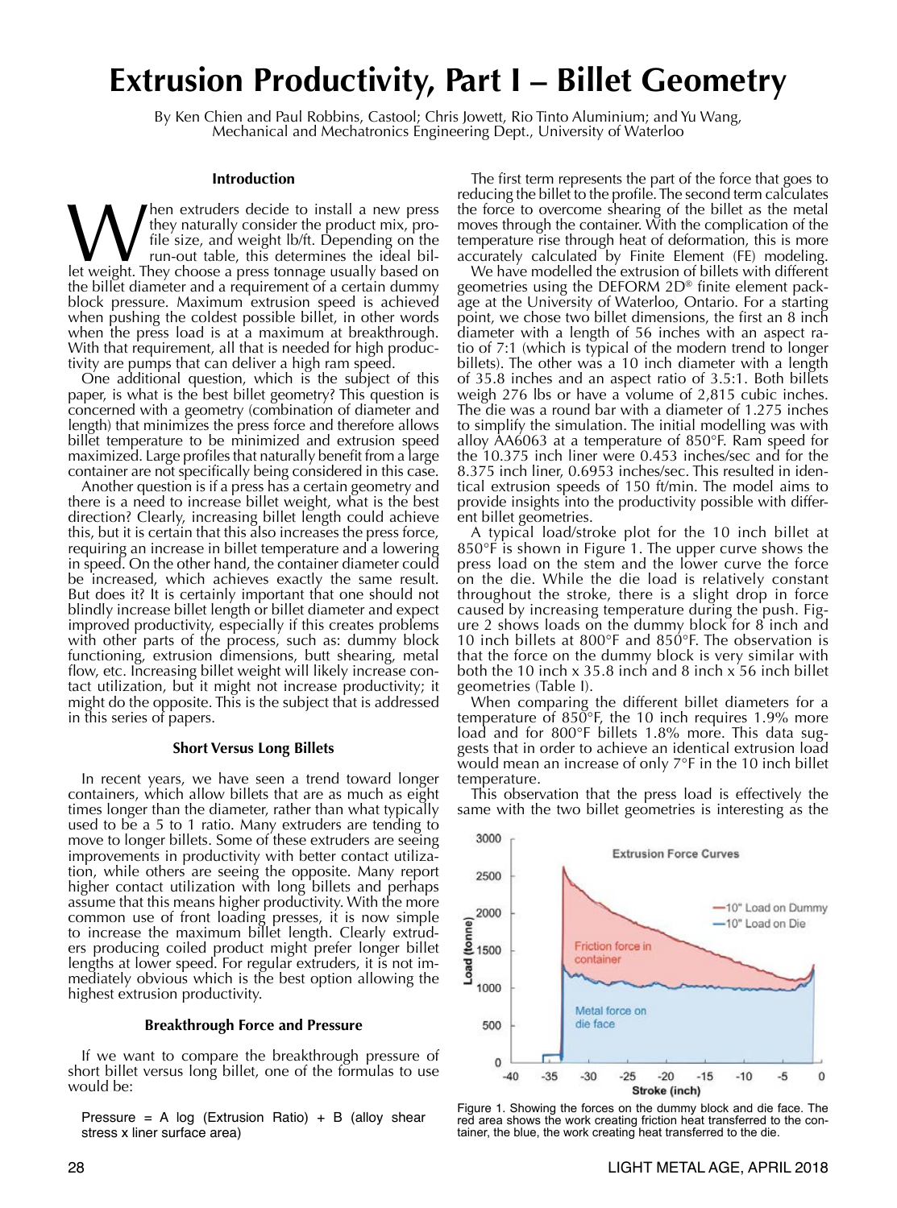# Extrusion Productivity, Part I – Billet Geometry

By Ken Chien and Paul Robbins, Castool; Chris Jowett, Rio Tinto Aluminium; and Yu Wang, Mechanical and Mechatronics Engineering Dept., University of Waterloo

## Introduction

When extruders decide to install a new press they naturally consider the product mix, profile size, and weight lb/ft. Depending on the run-out table, this determines the ideal billet weight. They choose a press tonnage usually based on the billet diameter and a requirement of a certain dummy block pressure. Maximum extrusion speed is achieved when pushing the coldest possible billet, in other words when the press load is at a maximum at breakthrough. With that requirement, all that is needed for high productivity are pumps that can deliver a high ram speed.

One additional question, which is the subject of this paper, is what is the best billet geometry? This question is concerned with a geometry (combination of diameter and length) that minimizes the press force and therefore allows billet temperature to be minimized and extrusion speed maximized. Large profiles that naturally benefit from a large container are not specifically being considered in this case.

Another question is if a press has a certain geometry and there is a need to increase billet weight, what is the best direction? Clearly, increasing billet length could achieve this, but it is certain that this also increases the press force, requiring an increase in billet temperature and a lowering in speed. On the other hand, the container diameter could be increased, which achieves exactly the same result. But does it? It is certainly important that one should not blindly increase billet length or billet diameter and expect improved productivity, especially if this creates problems with other parts of the process, such as: dummy block functioning, extrusion dimensions, butt shearing, metal flow, etc. Increasing billet weight will likely increase contact utilization, but it might not increase productivity; it might do the opposite. This is the subject that is addressed in this series of papers.

## Short Versus Long Billets

In recent years, we have seen a trend toward longer containers, which allow billets that are as much as eight times longer than the diameter, rather than what typically used to be a 5 to 1 ratio. Many extruders are tending to move to longer billets. Some of these extruders are seeing improvements in productivity with better contact utilization, while others are seeing the opposite. Many report higher contact utilization with long billets and perhaps assume that this means higher productivity. With the more common use of front loading presses, it is now simple to increase the maximum billet length. Clearly extruders producing coiled product might prefer longer billet lengths at lower speed. For regular extruders, it is not immediately obvious which is the best option allowing the highest extrusion productivity.

## Breakthrough Force and Pressure

If we want to compare the breakthrough pressure of short billet versus long billet, one of the formulas to use would be:

Pressure = A log (Extrusion Ratio) + B (alloy shear stress x liner surface area)

The first term represents the part of the force that goes to reducing the billet to the profile. The second term calculates the force to overcome shearing of the billet as the metal moves through the container. With the complication of the temperature rise through heat of deformation, this is more accurately calculated by Finite Element (FE) modeling.

We have modelled the extrusion of billets with different geometries using the DEFORM 2D® finite element package at the University of Waterloo, Ontario. For a starting point, we chose two billet dimensions, the first an 8 inch diameter with a length of 56 inches with an aspect ratio of 7:1 (which is typical of the modern trend to longer billets). The other was a 10 inch diameter with a length of 35.8 inches and an aspect ratio of 3.5:1. Both billets weigh 276 lbs or have a volume of 2,815 cubic inches. The die was a round bar with a diameter of 1.275 inches to simplify the simulation. The initial modelling was with alloy AA6063 at a temperature of 850°F. Ram speed for the 10.375 inch liner were 0.453 inches/sec and for the 8.375 inch liner, 0.6953 inches/sec. This resulted in identical extrusion speeds of 150 ft/min. The model aims to provide insights into the productivity possible with different billet geometries.

A typical load/stroke plot for the 10 inch billet at 850°F is shown in Figure 1. The upper curve shows the press load on the stem and the lower curve the force on the die. While the die load is relatively constant throughout the stroke, there is a slight drop in force caused by increasing temperature during the push. Figure 2 shows loads on the dummy block for 8 inch and 10 inch billets at 800°F and 850°F. The observation is that the force on the dummy block is very similar with both the 10 inch x 35.8 inch and 8 inch x 56 inch billet geometries (Table I).

When comparing the different billet diameters for a temperature of 850°F, the 10 inch requires 1.9% more load and for 800°F billets 1.8% more. This data suggests that in order to achieve an identical extrusion load would mean an increase of only 7°F in the 10 inch billet temperature.

This observation that the press load is effectively the same with the two billet geometries is interesting as the

Figure 1. Showing the forces on the dummy block and die face. The red area shows the work creating friction heat transferred to the container, the blue, the work creating heat transferred to the die.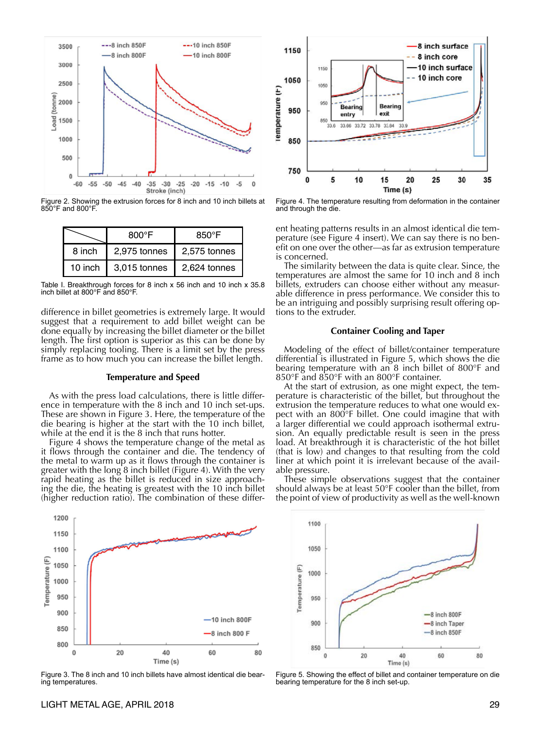Figure 2. Showing the extrusion forces for 8 inch and 10 inch billets at 850°F and 800°F.

| | 800°F | 850°F |
|---|---|---|
| 8 inch | 2,975 tonnes | 2,575 tonnes |
| 10 inch | 3,015 tonnes | 2,624 tonnes |

Table I. Breakthrough forces for 8 inch x 56 inch and 10 inch x 35.8 inch billet at 800°F and 850°F.

difference in billet geometries is extremely large. It would suggest that a requirement to add billet weight can be done equally by increasing the billet diameter or the billet length. The first option is superior as this can be done by simply replacing tooling. There is a limit set by the press frame as to how much you can increase the billet length.

## Temperature and Speed

As with the press load calculations, there is little difference in temperature with the 8 inch and 10 inch set-ups. These are shown in Figure 3. Here, the temperature of the die bearing is higher at the start with the 10 inch billet, while at the end it is the 8 inch that runs hotter.

Figure 4 shows the temperature change of the metal as it flows through the container and die. The tendency of the metal to warm up as it flows through the container is greater with the long 8 inch billet (Figure 4). With the very rapid heating as the billet is reduced in size approaching the die, the heating is greatest with the 10 inch billet (higher reduction ratio). The combination of these different heating patterns results in an almost identical die temperature (see Figure 4 insert). We can say there is no benefit on one over the other—as far as extrusion temperature is concerned.

The similarity between the data is quite clear. Since, the temperatures are almost the same for 10 inch and 8 inch billets, extruders can choose either without any measurable difference in press performance. We consider this to be an intriguing and possibly surprising result offering options to the extruder.

Figure 4. The temperature resulting from deformation in the container and through the die.

## Container Cooling and Taper

Modeling of the effect of billet/container temperature differential is illustrated in Figure 5, which shows the die bearing temperature with an 8 inch billet of 800°F and 850°F and 850°F with an 800°F container.

At the start of extrusion, as one might expect, the temperature is characteristic of the billet, but throughout the extrusion the temperature reduces to what one would expect with an 800°F billet. One could imagine that with a larger differential we could approach isothermal extrusion. An equally predictable result is seen in the press load. At breakthrough it is characteristic of the hot billet (that is low) and changes to that resulting from the cold liner at which point it is irrelevant because of the available pressure.

These simple observations suggest that the container should always be at least 50°F cooler than the billet, from the point of view of productivity as well as the well-known

Figure 3. The 8 inch and 10 inch billets have almost identical die bearing temperatures.

Figure 5. Showing the effect of billet and container temperature on die bearing temperature for the 8 inch set-up.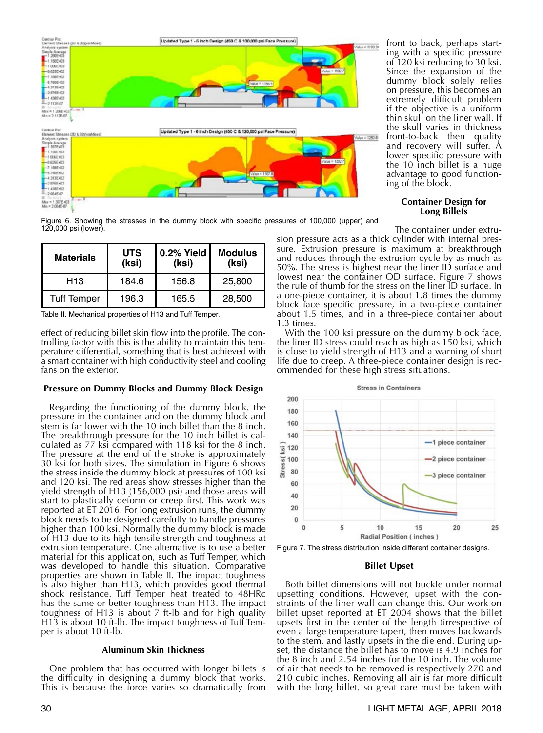Figure 6. Showing the stresses in the dummy block with specific pressures of 100,000 (upper) and 120,000 psi (lower).

| Materials | UTS (ksi) | 0.2% Yield (ksi) | Modulus (ksi) |
|---|---|---|---|
| H13 | 184.6 | 156.8 | 25,800 |
| Tuff Temper | 196.3 | 165.5 | 28,500 |

Table II. Mechanical properties of H13 and Tuff Temper.

effect of reducing billet skin flow into the profile. The controlling factor with this is the ability to maintain this temperature differential, something that is best achieved with a smart container with high conductivity steel and cooling fans on the exterior.

### Pressure on Dummy Blocks and Dummy Block Design

Regarding the functioning of the dummy block, the pressure in the container and on the dummy block and stem is far lower with the 10 inch billet than the 8 inch. The breakthrough pressure for the 10 inch billet is calculated as 77 ksi compared with 118 ksi for the 8 inch. The pressure at the end of the stroke is approximately 30 ksi for both sizes. The simulation in Figure 6 shows the stress inside the dummy block at pressures of 100 ksi and 120 ksi. The red areas show stresses higher than the yield strength of H13 (156,000 psi) and those areas will start to plastically deform or creep first. This work was reported at ET 2016. For long extrusion runs, the dummy block needs to be designed carefully to handle pressures higher than 100 ksi. Normally the dummy block is made of H13 due to its high tensile strength and toughness at extrusion temperature. One alternative is to use a better material for this application, such as Tuff Temper, which was developed to handle this situation. Comparative properties are shown in Table II. The impact toughness is also higher than H13, which provides good thermal shock resistance. Tuff Temper heat treated to 48HRc has the same or better toughness than H13. The impact toughness of H13 is about 7 ft-lb and for high quality H13 is about 10 ft-lb. The impact toughness of Tuff Temper is about 10 ft-lb.

### Aluminum Skin Thickness

One problem that has occurred with longer billets is the difficulty in designing a dummy block that works. This is because the force varies so dramatically from front to back, perhaps starting with a specific pressure of 120 ksi reducing to 30 ksi. Since the expansion of the dummy block solely relies on pressure, this becomes an extremely difficult problem if the objective is a uniform thin skull on the liner wall. If the skull varies in thickness front-to-back then quality and recovery will suffer. A lower specific pressure with the 10 inch billet is a huge advantage to good functioning of the block.

### Container Design for Long Billets

The container under extrusion pressure acts as a thick cylinder with internal pressure. Extrusion pressure is maximum at breakthrough and reduces through the extrusion cycle by as much as 50%. The stress is highest near the liner ID surface and lowest near the container OD surface. Figure 7 shows the rule of thumb for the stress on the liner ID surface. In a one-piece container, it is about 1.8 times the dummy block face specific pressure, in a two-piece container about 1.5 times, and in a three-piece container about 1.3 times.

With the 100 ksi pressure on the dummy block face, the liner ID stress could reach as high as 150 ksi, which is close to yield strength of H13 and a warning of short life due to creep. A three-piece container design is recommended for these high stress situations.

Figure 7. The stress distribution inside different container designs.

### Billet Upset

Both billet dimensions will not buckle under normal upsetting conditions. However, upset with the constraints of the liner wall can change this. Our work on billet upset reported at ET 2004 shows that the billet upsets first in the center of the length (irrespective of even a large temperature taper), then moves backwards to the stem, and lastly upsets in the die end. During upset, the distance the billet has to move is 4.9 inches for the 8 inch and 2.54 inches for the 10 inch. The volume of air that needs to be removed is respectively 270 and 210 cubic inches. Removing all air is far more difficult with the long billet, so great care must be taken with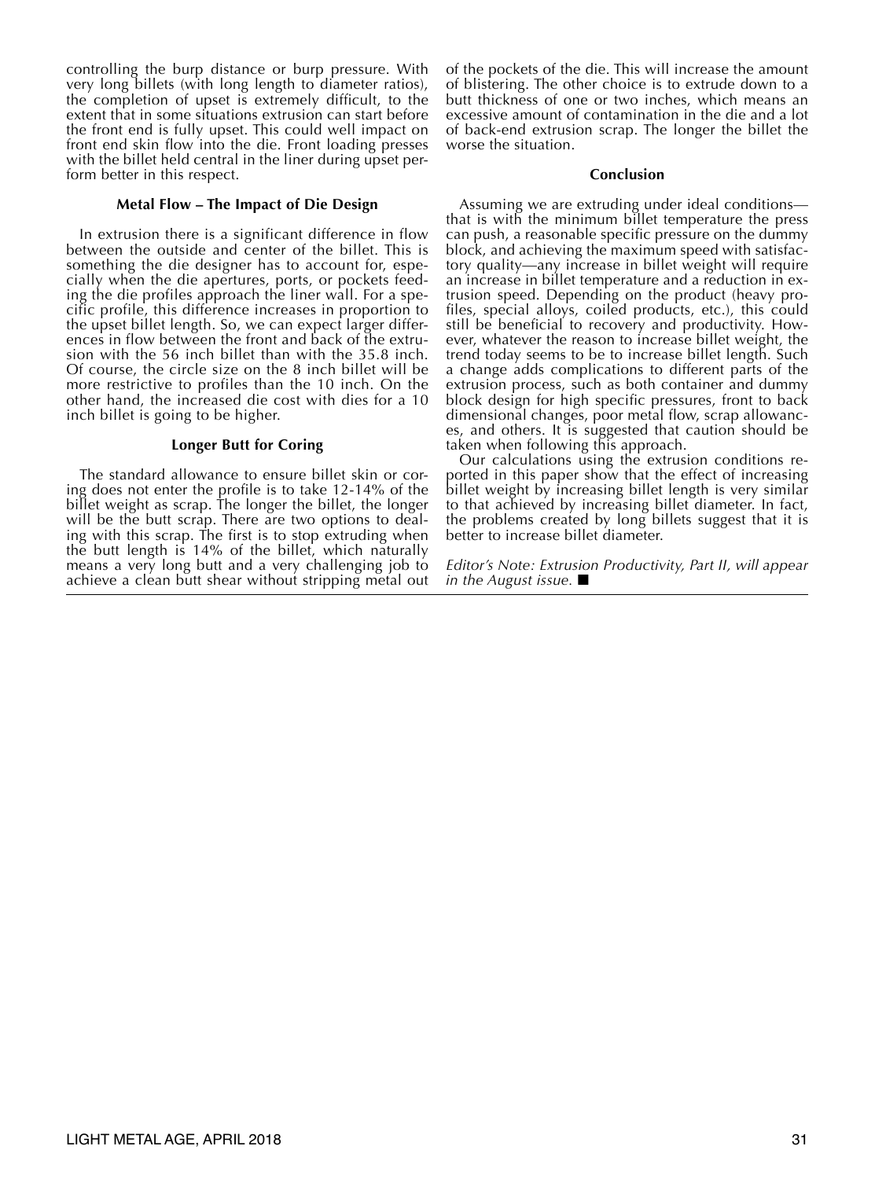controlling the burp distance or burp pressure. With very long billets (with long length to diameter ratios), the completion of upset is extremely difficult, to the extent that in some situations extrusion can start before the front end is fully upset. This could well impact on front end skin flow into the die. Front loading presses with the billet held central in the liner during upset perform better in this respect.

### Metal Flow – The Impact of Die Design

In extrusion there is a significant difference in flow between the outside and center of the billet. This is something the die designer has to account for, especially when the die apertures, ports, or pockets feeding the die profiles approach the liner wall. For a specific profile, this difference increases in proportion to the upset billet length. So, we can expect larger differences in flow between the front and back of the extrusion with the 56 inch billet than with the 35.8 inch. Of course, the circle size on the 8 inch billet will be more restrictive to profiles than the 10 inch. On the other hand, the increased die cost with dies for a 10 inch billet is going to be higher.

### Longer Butt for Coring

The standard allowance to ensure billet skin or coring does not enter the profile is to take 12-14% of the billet weight as scrap. The longer the billet, the longer will be the butt scrap. There are two options to dealing with this scrap. The first is to stop extruding when the butt length is 14% of the billet, which naturally means a very long butt and a very challenging job to achieve a clean butt shear without stripping metal out of the pockets of the die. This will increase the amount of blistering. The other choice is to extrude down to a butt thickness of one or two inches, which means an excessive amount of contamination in the die and a lot of back-end extrusion scrap. The longer the billet the worse the situation.

### Conclusion

Assuming we are extruding under ideal conditions—that is with the minimum billet temperature the press can push, a reasonable specific pressure on the dummy block, and achieving the maximum speed with satisfactory quality—any increase in billet weight will require an increase in billet temperature and a reduction in extrusion speed. Depending on the product (heavy profiles, special alloys, coiled products, etc.), this could still be beneficial to recovery and productivity. However, whatever the reason to increase billet weight, the trend today seems to be to increase billet length. Such a change adds complications to different parts of the extrusion process, such as both container and dummy block design for high specific pressures, front to back dimensional changes, poor metal flow, scrap allowances, and others. It is suggested that caution should be taken when following this approach.

Our calculations using the extrusion conditions reported in this paper show that the effect of increasing billet weight by increasing billet length is very similar to that achieved by increasing billet diameter. In fact, the problems created by long billets suggest that it is better to increase billet diameter.

*Editor's Note: Extrusion Productivity, Part II, will appear in the August issue.* ■